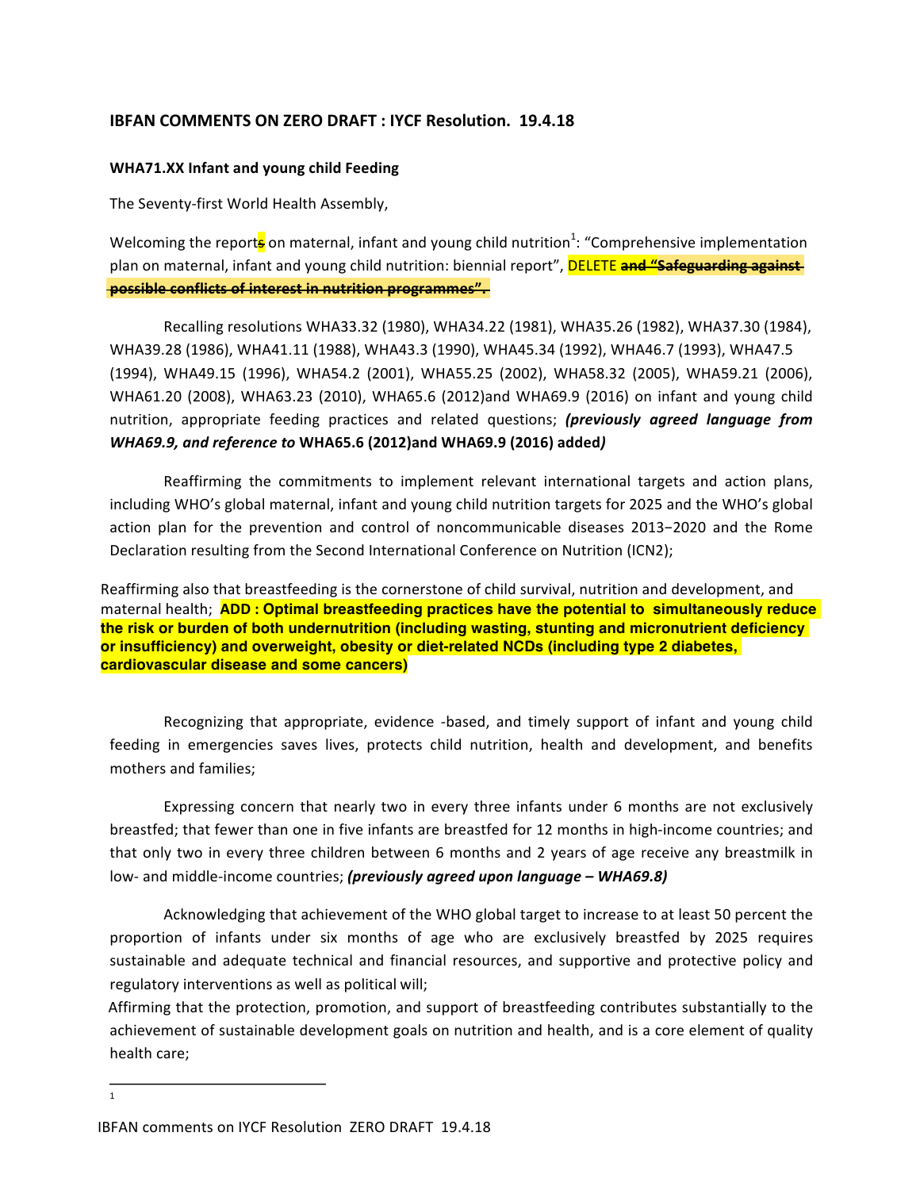## IBFAN COMMENTS ON ZERO DRAFT : IYCF Resolution. 19.4.18

**WHA71.XX Infant and young child Feeding**

The Seventy-first World Health Assembly,

Welcoming the report~~s~~ on maternal, infant and young child nutrition[1]: "Comprehensive implementation plan on maternal, infant and young child nutrition: biennial report", DELETE ~~**and "Safeguarding against possible conflicts of interest in nutrition programmes".**~~

Recalling resolutions WHA33.32 (1980), WHA34.22 (1981), WHA35.26 (1982), WHA37.30 (1984), WHA39.28 (1986), WHA41.11 (1988), WHA43.3 (1990), WHA45.34 (1992), WHA46.7 (1993), WHA47.5 (1994), WHA49.15 (1996), WHA54.2 (2001), WHA55.25 (2002), WHA58.32 (2005), WHA59.21 (2006), WHA61.20 (2008), WHA63.23 (2010), WHA65.6 (2012)and WHA69.9 (2016) on infant and young child nutrition, appropriate feeding practices and related questions; ***(previously agreed language from WHA69.9, and reference to* WHA65.6 (2012)and WHA69.9 (2016) added*)***

Reaffirming the commitments to implement relevant international targets and action plans, including WHO's global maternal, infant and young child nutrition targets for 2025 and the WHO's global action plan for the prevention and control of noncommunicable diseases 2013−2020 and the Rome Declaration resulting from the Second International Conference on Nutrition (ICN2);

Reaffirming also that breastfeeding is the cornerstone of child survival, nutrition and development, and maternal health; **ADD : Optimal breastfeeding practices have the potential to simultaneously reduce the risk or burden of both undernutrition (including wasting, stunting and micronutrient deficiency or insufficiency) and overweight, obesity or diet-related NCDs (including type 2 diabetes, cardiovascular disease and some cancers)**

Recognizing that appropriate, evidence -based, and timely support of infant and young child feeding in emergencies saves lives, protects child nutrition, health and development, and benefits mothers and families;

Expressing concern that nearly two in every three infants under 6 months are not exclusively breastfed; that fewer than one in five infants are breastfed for 12 months in high-income countries; and that only two in every three children between 6 months and 2 years of age receive any breastmilk in low- and middle-income countries; ***(previously agreed upon language – WHA69.8)***

Acknowledging that achievement of the WHO global target to increase to at least 50 percent the proportion of infants under six months of age who are exclusively breastfed by 2025 requires sustainable and adequate technical and financial resources, and supportive and protective policy and regulatory interventions as well as political will;

Affirming that the protection, promotion, and support of breastfeeding contributes substantially to the achievement of sustainable development goals on nutrition and health, and is a core element of quality health care;

---

[1]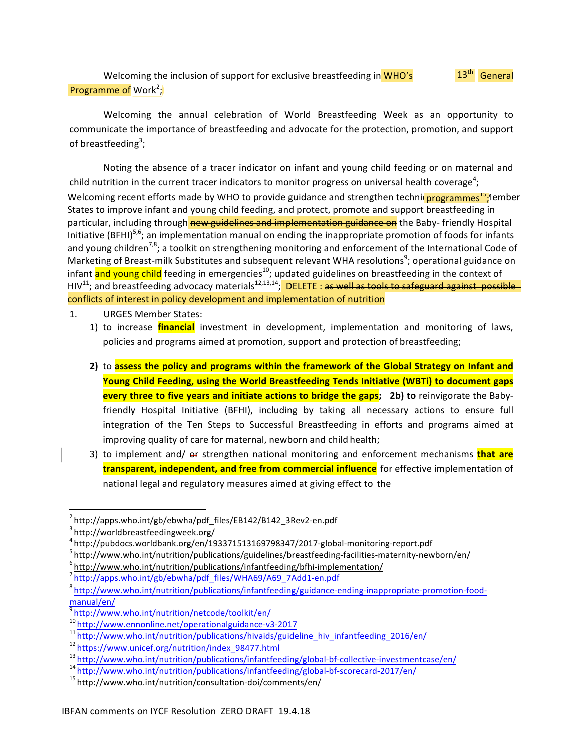Welcoming the inclusion of support for exclusive breastfeeding in WHO's 13th General Programme of Work[2];

Welcoming the annual celebration of World Breastfeeding Week as an opportunity to communicate the importance of breastfeeding and advocate for the protection, promotion, and support of breastfeeding[3];

Noting the absence of a tracer indicator on infant and young child feeding or on maternal and child nutrition in the current tracer indicators to monitor progress on universal health coverage[4];

Welcoming recent efforts made by WHO to provide guidance and strengthen techni programmes[15]; Member States to improve infant and young child feeding, and protect, promote and support breastfeeding in particular, including through ~~new guidelines and implementation guidance on~~ the Baby- friendly Hospital Initiative (BFHI)[5,6]; an implementation manual on ending the inappropriate promotion of foods for infants and young children[7,8]; a toolkit on strengthening monitoring and enforcement of the International Code of Marketing of Breast-milk Substitutes and subsequent relevant WHA resolutions[9]; operational guidance on infant and young child feeding in emergencies[10]; updated guidelines on breastfeeding in the context of HIV[11]; and breastfeeding advocacy materials[12,13,14]; DELETE : ~~as well as tools to safeguard against possible conflicts of interest in policy development and implementation of nutrition~~

1. URGES Member States:
   1) to increase **financial** investment in development, implementation and monitoring of laws, policies and programs aimed at promotion, support and protection of breastfeeding;
   2) to **assess the policy and programs within the framework of the Global Strategy on Infant and Young Child Feeding, using the World Breastfeeding Tends Initiative (WBTi) to document gaps every three to five years and initiate actions to bridge the gaps**; **2b) to** reinvigorate the Baby-friendly Hospital Initiative (BFHI), including by taking all necessary actions to ensure full integration of the Ten Steps to Successful Breastfeeding in efforts and programs aimed at improving quality of care for maternal, newborn and child health;
   3) to implement and/ ~~or~~ strengthen national monitoring and enforcement mechanisms **that are transparent, independent, and free from commercial influence** for effective implementation of national legal and regulatory measures aimed at giving effect to the

---

[2] http://apps.who.int/gb/ebwha/pdf_files/EB142/B142_3Rev2-en.pdf
[3] http://worldbreastfeedingweek.org/
[4] http://pubdocs.worldbank.org/en/193371513169798347/2017-global-monitoring-report.pdf
[5] http://www.who.int/nutrition/publications/guidelines/breastfeeding-facilities-maternity-newborn/en/
[6] http://www.who.int/nutrition/publications/infantfeeding/bfhi-implementation/
[7] http://apps.who.int/gb/ebwha/pdf_files/WHA69/A69_7Add1-en.pdf
[8] http://www.who.int/nutrition/publications/infantfeeding/guidance-ending-inappropriate-promotion-food-manual/en/
[9] http://www.who.int/nutrition/netcode/toolkit/en/
[10] http://www.ennonline.net/operationalguidance-v3-2017
[11] http://www.who.int/nutrition/publications/hivaids/guideline_hiv_infantfeeding_2016/en/
[12] https://www.unicef.org/nutrition/index_98477.html
[13] http://www.who.int/nutrition/publications/infantfeeding/global-bf-collective-investmentcase/en/
[14] http://www.who.int/nutrition/publications/infantfeeding/global-bf-scorecard-2017/en/
[15] http://www.who.int/nutrition/consultation-doi/comments/en/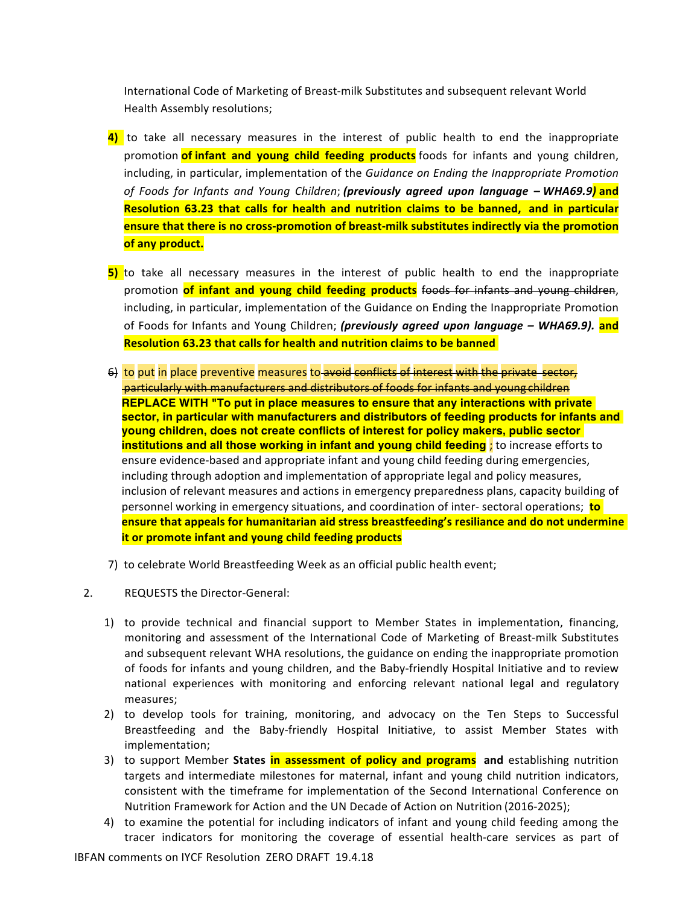International Code of Marketing of Breast-milk Substitutes and subsequent relevant World Health Assembly resolutions;

4) to take all necessary measures in the interest of public health to end the inappropriate promotion **of infant and young child feeding products** foods for infants and young children, including, in particular, implementation of the *Guidance on Ending the Inappropriate Promotion of Foods for Infants and Young Children*; ***(previously agreed upon language – WHA69.9)*** **and Resolution 63.23 that calls for health and nutrition claims to be banned, and in particular ensure that there is no cross-promotion of breast-milk substitutes indirectly via the promotion of any product.**

5) to take all necessary measures in the interest of public health to end the inappropriate promotion **of infant and young child feeding products** ~~foods for infants and young children~~, including, in particular, implementation of the Guidance on Ending the Inappropriate Promotion of Foods for Infants and Young Children; ***(previously agreed upon language – WHA69.9).*** **and Resolution 63.23 that calls for health and nutrition claims to be banned**

6) to put in place preventive measures to ~~avoid conflicts of interest with the private sector, particularly with manufacturers and distributors of foods for infants and young children~~ **REPLACE WITH "To put in place measures to ensure that any interactions with private sector, in particular with manufacturers and distributors of feeding products for infants and young children, does not create conflicts of interest for policy makers, public sector institutions and all those working in infant and young child feeding** ; to increase efforts to ensure evidence-based and appropriate infant and young child feeding during emergencies, including through adoption and implementation of appropriate legal and policy measures, inclusion of relevant measures and actions in emergency preparedness plans, capacity building of personnel working in emergency situations, and coordination of inter- sectoral operations; **to ensure that appeals for humanitarian aid stress breastfeeding's resiliance and do not undermine it or promote infant and young child feeding products**

7) to celebrate World Breastfeeding Week as an official public health event;

2. REQUESTS the Director-General:

1) to provide technical and financial support to Member States in implementation, financing, monitoring and assessment of the International Code of Marketing of Breast-milk Substitutes and subsequent relevant WHA resolutions, the guidance on ending the inappropriate promotion of foods for infants and young children, and the Baby-friendly Hospital Initiative and to review national experiences with monitoring and enforcing relevant national legal and regulatory measures;
2) to develop tools for training, monitoring, and advocacy on the Ten Steps to Successful Breastfeeding and the Baby-friendly Hospital Initiative, to assist Member States with implementation;
3) to support Member **States in assessment of policy and programs and** establishing nutrition targets and intermediate milestones for maternal, infant and young child nutrition indicators, consistent with the timeframe for implementation of the Second International Conference on Nutrition Framework for Action and the UN Decade of Action on Nutrition (2016-2025);
4) to examine the potential for including indicators of infant and young child feeding among the tracer indicators for monitoring the coverage of essential health-care services as part of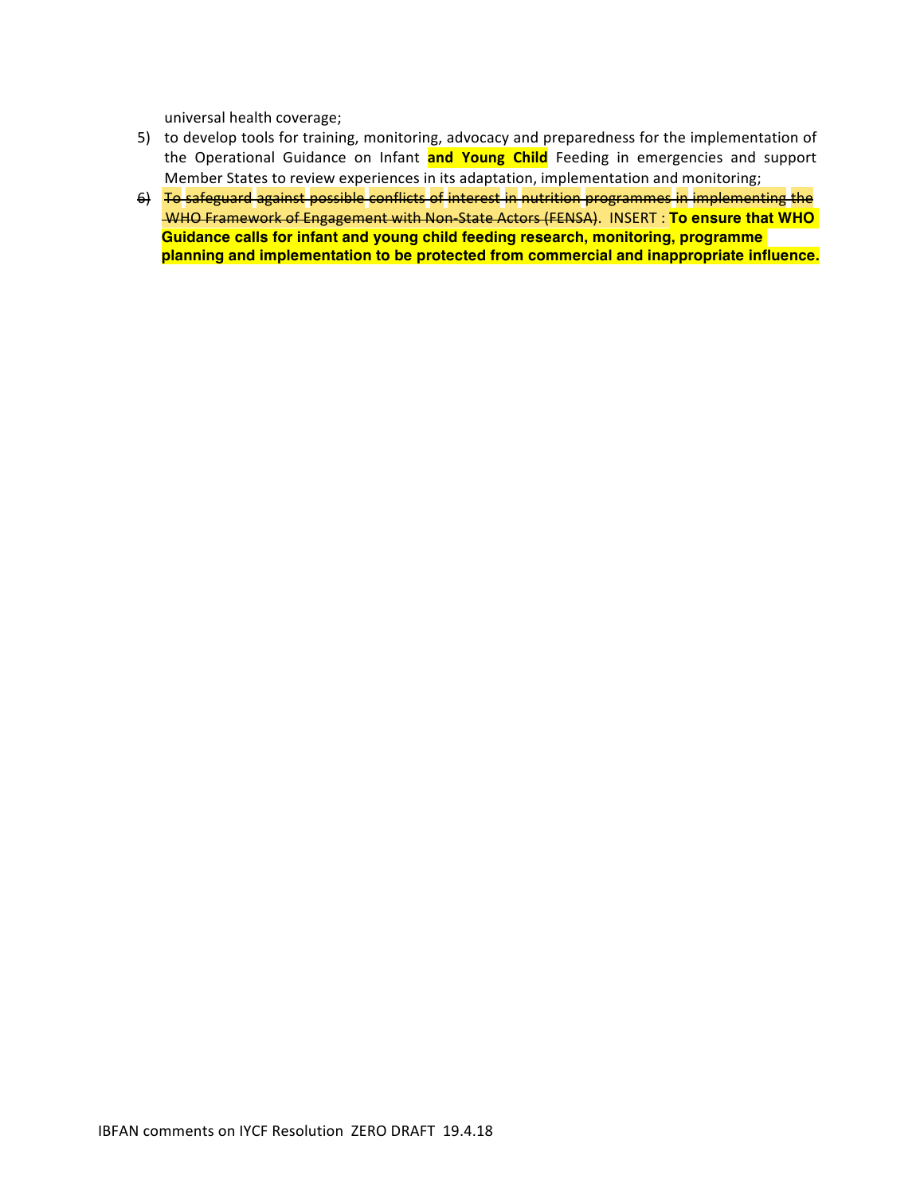universal health coverage;

5) to develop tools for training, monitoring, advocacy and preparedness for the implementation of the Operational Guidance on Infant **and Young Child** Feeding in emergencies and support Member States to review experiences in its adaptation, implementation and monitoring;

6) ~~To safeguard against possible conflicts of interest in nutrition programmes in implementing the WHO Framework of Engagement with Non-State Actors (FENSA).~~ INSERT : **To ensure that WHO Guidance calls for infant and young child feeding research, monitoring, programme planning and implementation to be protected from commercial and inappropriate influence.**

IBFAN comments on IYCF Resolution ZERO DRAFT 19.4.18